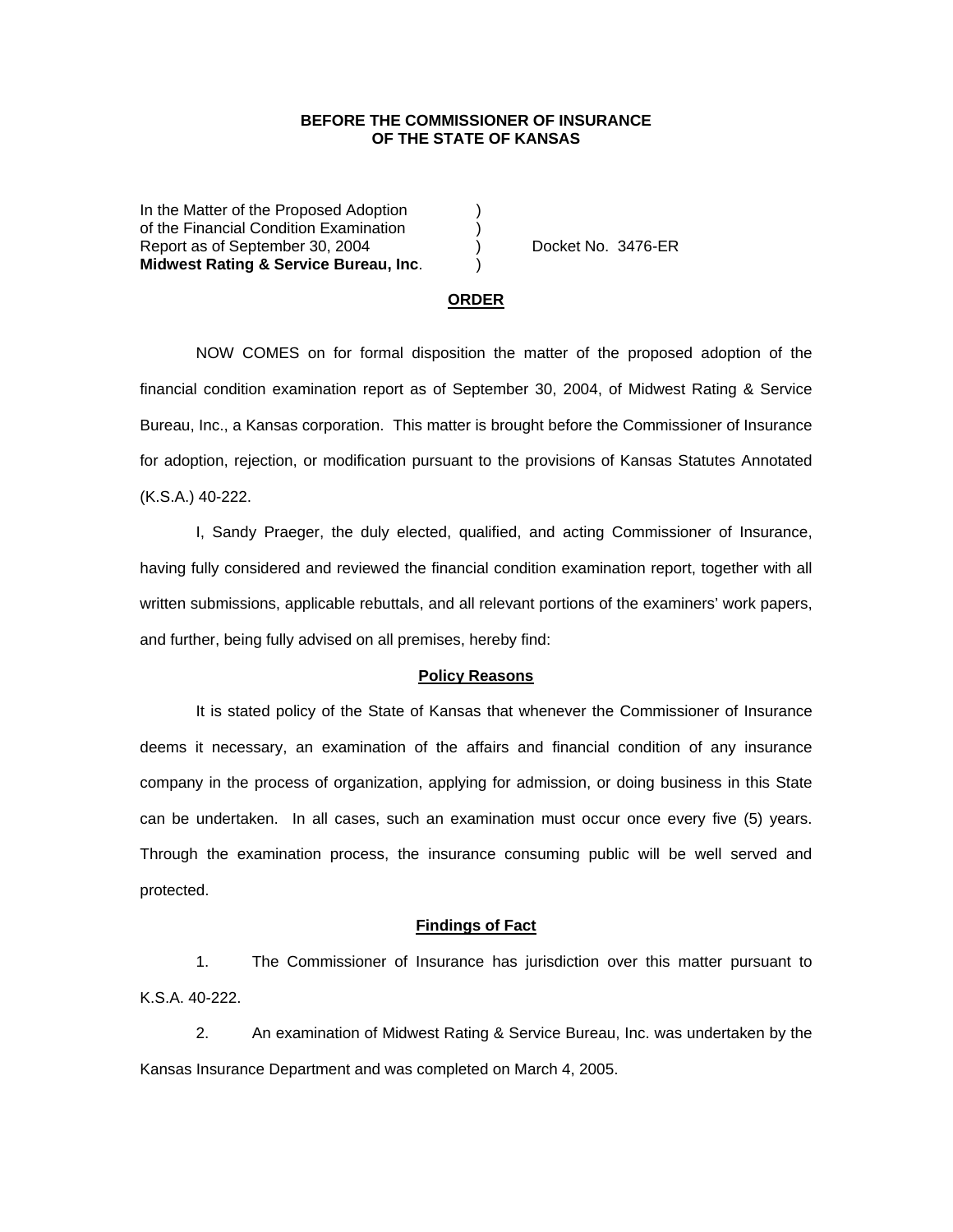**BEFORE THE COMMISSIONER OF INSURANCE**
**OF THE STATE OF KANSAS**

In the Matter of the Proposed Adoption )
of the Financial Condition Examination )
Report as of September 30, 2004 ) Docket No. 3476-ER
**Midwest Rating & Service Bureau, Inc**. )

## ORDER

NOW COMES on for formal disposition the matter of the proposed adoption of the financial condition examination report as of September 30, 2004, of Midwest Rating & Service Bureau, Inc., a Kansas corporation. This matter is brought before the Commissioner of Insurance for adoption, rejection, or modification pursuant to the provisions of Kansas Statutes Annotated (K.S.A.) 40-222.

I, Sandy Praeger, the duly elected, qualified, and acting Commissioner of Insurance, having fully considered and reviewed the financial condition examination report, together with all written submissions, applicable rebuttals, and all relevant portions of the examiners' work papers, and further, being fully advised on all premises, hereby find:

### Policy Reasons

It is stated policy of the State of Kansas that whenever the Commissioner of Insurance deems it necessary, an examination of the affairs and financial condition of any insurance company in the process of organization, applying for admission, or doing business in this State can be undertaken. In all cases, such an examination must occur once every five (5) years. Through the examination process, the insurance consuming public will be well served and protected.

### Findings of Fact

1. The Commissioner of Insurance has jurisdiction over this matter pursuant to K.S.A. 40-222.

2. An examination of Midwest Rating & Service Bureau, Inc. was undertaken by the Kansas Insurance Department and was completed on March 4, 2005.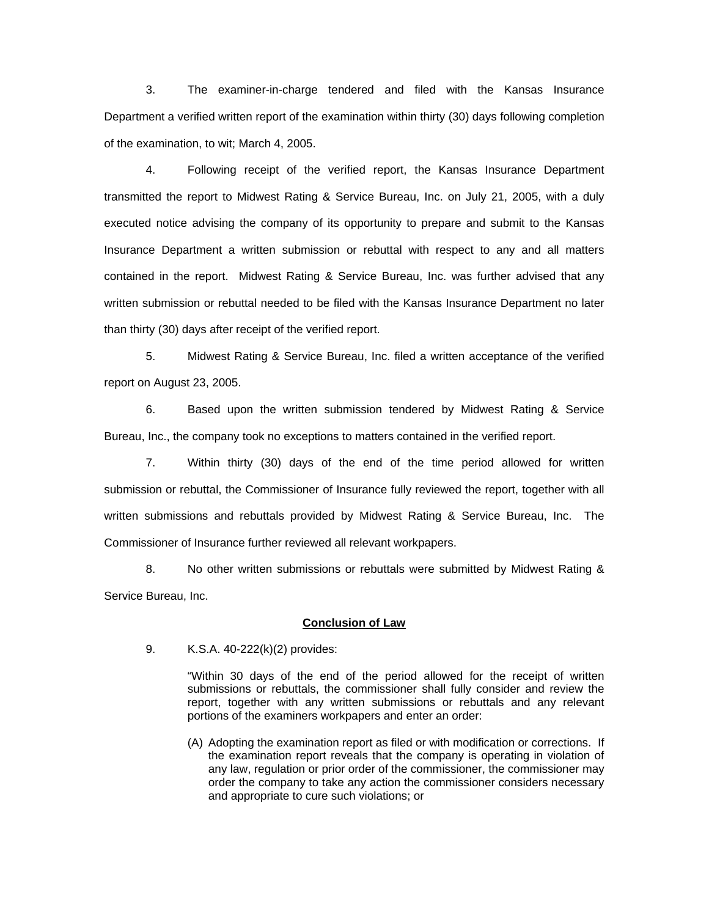3. The examiner-in-charge tendered and filed with the Kansas Insurance Department a verified written report of the examination within thirty (30) days following completion of the examination, to wit; March 4, 2005.

4. Following receipt of the verified report, the Kansas Insurance Department transmitted the report to Midwest Rating & Service Bureau, Inc. on July 21, 2005, with a duly executed notice advising the company of its opportunity to prepare and submit to the Kansas Insurance Department a written submission or rebuttal with respect to any and all matters contained in the report. Midwest Rating & Service Bureau, Inc. was further advised that any written submission or rebuttal needed to be filed with the Kansas Insurance Department no later than thirty (30) days after receipt of the verified report.

5. Midwest Rating & Service Bureau, Inc. filed a written acceptance of the verified report on August 23, 2005.

6. Based upon the written submission tendered by Midwest Rating & Service Bureau, Inc., the company took no exceptions to matters contained in the verified report.

7. Within thirty (30) days of the end of the time period allowed for written submission or rebuttal, the Commissioner of Insurance fully reviewed the report, together with all written submissions and rebuttals provided by Midwest Rating & Service Bureau, Inc. The Commissioner of Insurance further reviewed all relevant workpapers.

8. No other written submissions or rebuttals were submitted by Midwest Rating & Service Bureau, Inc.

## Conclusion of Law

9. K.S.A. 40-222(k)(2) provides:

> "Within 30 days of the end of the period allowed for the receipt of written submissions or rebuttals, the commissioner shall fully consider and review the report, together with any written submissions or rebuttals and any relevant portions of the examiners workpapers and enter an order:
>
> (A) Adopting the examination report as filed or with modification or corrections. If the examination report reveals that the company is operating in violation of any law, regulation or prior order of the commissioner, the commissioner may order the company to take any action the commissioner considers necessary and appropriate to cure such violations; or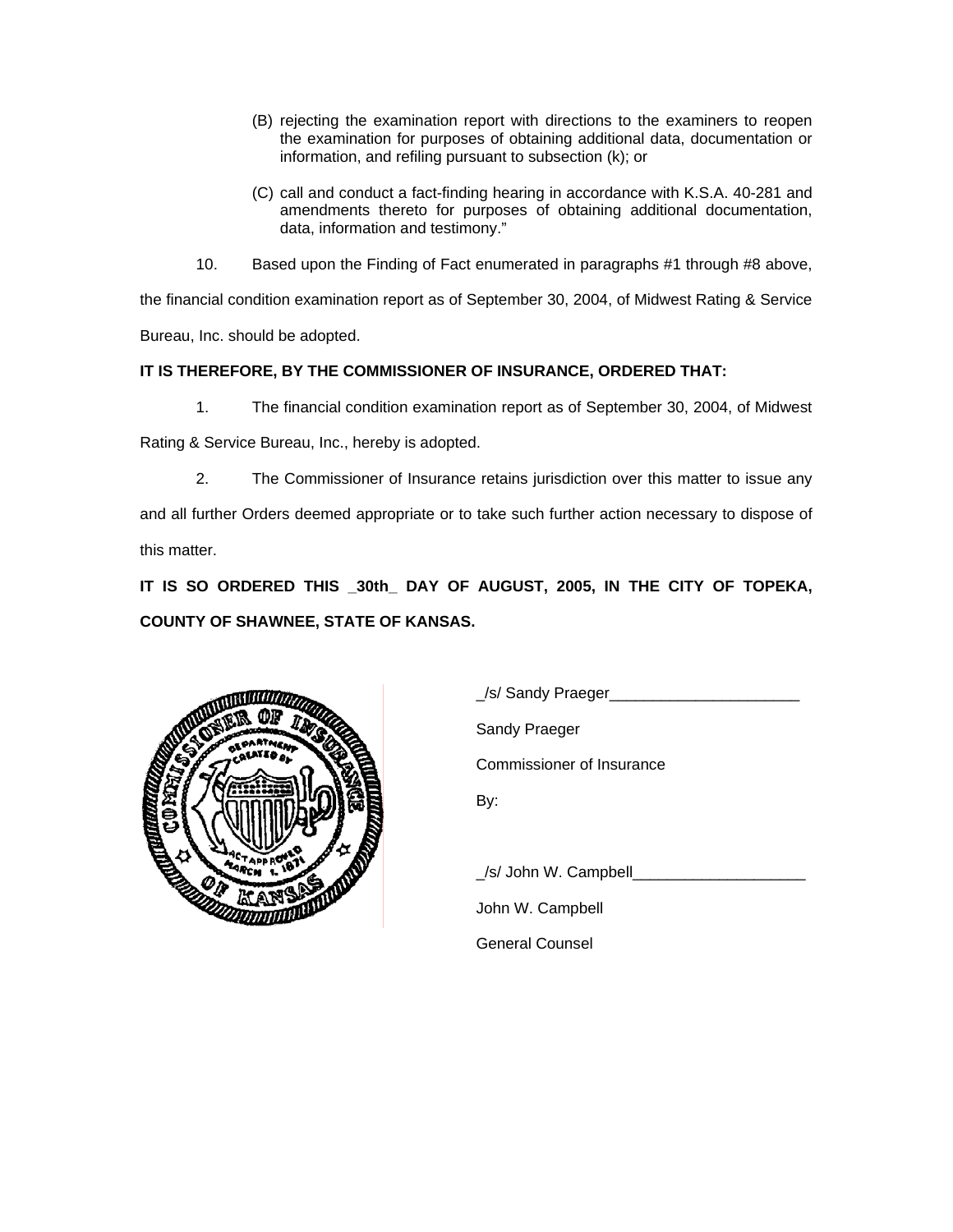(B) rejecting the examination report with directions to the examiners to reopen the examination for purposes of obtaining additional data, documentation or information, and refiling pursuant to subsection (k); or

(C) call and conduct a fact-finding hearing in accordance with K.S.A. 40-281 and amendments thereto for purposes of obtaining additional documentation, data, information and testimony."

10. Based upon the Finding of Fact enumerated in paragraphs #1 through #8 above, the financial condition examination report as of September 30, 2004, of Midwest Rating & Service Bureau, Inc. should be adopted.

**IT IS THEREFORE, BY THE COMMISSIONER OF INSURANCE, ORDERED THAT:**

1. The financial condition examination report as of September 30, 2004, of Midwest Rating & Service Bureau, Inc., hereby is adopted.

2. The Commissioner of Insurance retains jurisdiction over this matter to issue any and all further Orders deemed appropriate or to take such further action necessary to dispose of this matter.

**IT IS SO ORDERED THIS _30th_ DAY OF AUGUST, 2005, IN THE CITY OF TOPEKA, COUNTY OF SHAWNEE, STATE OF KANSAS.**

_/s/ Sandy Praeger______________________

Sandy Praeger

Commissioner of Insurance

By:

_/s/ John W. Campbell____________________

John W. Campbell

General Counsel